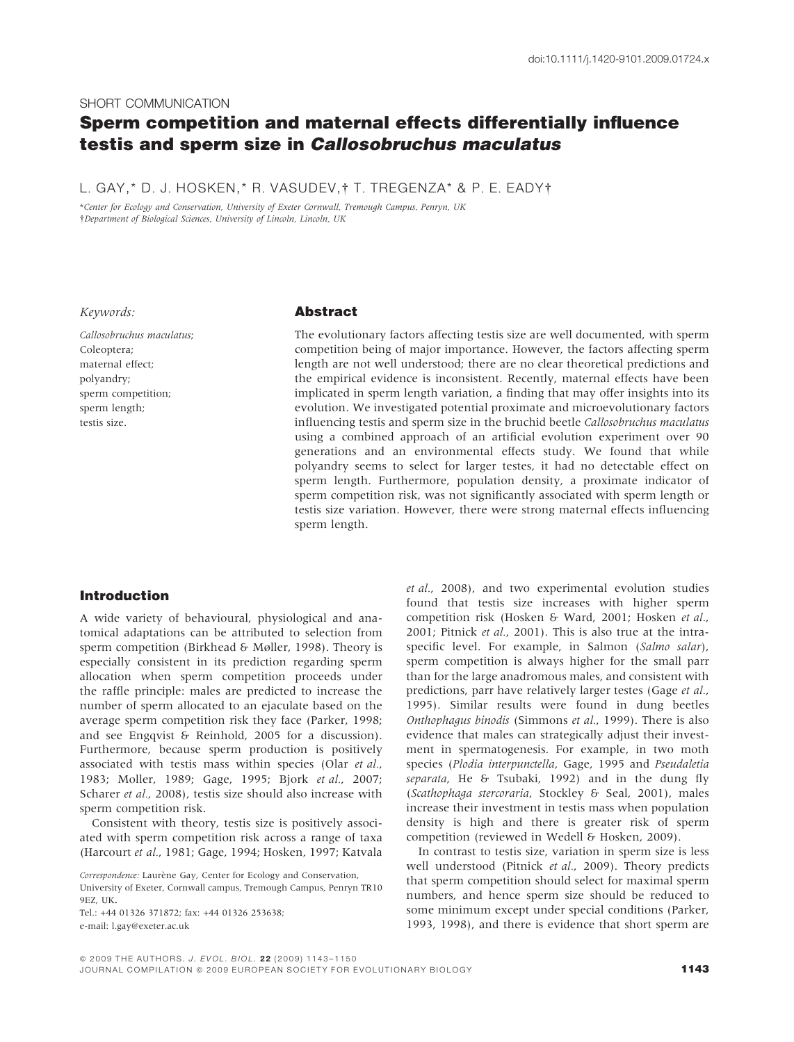doi:10.1111/j.1420-9101.2009.01724.x

SHORT COMMUNICATION

# Sperm competition and maternal effects differentially influence testis and sperm size in *Callosobruchus maculatus*

L. GAY,* D. J. HOSKEN,* R. VASUDEV,† T. TREGENZA* & P. E. EADY†

*Center for Ecology and Conservation, University of Exeter Cornwall, Tremough Campus, Penryn, UK
†Department of Biological Sciences, University of Lincoln, Lincoln, UK

*Keywords:*

*Callosobruchus maculatus*;
Coleoptera;
maternal effect;
polyandry;
sperm competition;
sperm length;
testis size.

## Abstract

The evolutionary factors affecting testis size are well documented, with sperm competition being of major importance. However, the factors affecting sperm length are not well understood; there are no clear theoretical predictions and the empirical evidence is inconsistent. Recently, maternal effects have been implicated in sperm length variation, a finding that may offer insights into its evolution. We investigated potential proximate and microevolutionary factors influencing testis and sperm size in the bruchid beetle *Callosobruchus maculatus* using a combined approach of an artificial evolution experiment over 90 generations and an environmental effects study. We found that while polyandry seems to select for larger testes, it had no detectable effect on sperm length. Furthermore, population density, a proximate indicator of sperm competition risk, was not significantly associated with sperm length or testis size variation. However, there were strong maternal effects influencing sperm length.

## Introduction

A wide variety of behavioural, physiological and anatomical adaptations can be attributed to selection from sperm competition (Birkhead & Møller, 1998). Theory is especially consistent in its prediction regarding sperm allocation when sperm competition proceeds under the raffle principle: males are predicted to increase the number of sperm allocated to an ejaculate based on the average sperm competition risk they face (Parker, 1998; and see Engqvist & Reinhold, 2005 for a discussion). Furthermore, because sperm production is positively associated with testis mass within species (Olar *et al.*, 1983; Moller, 1989; Gage, 1995; Bjork *et al.*, 2007; Scharer *et al.*, 2008), testis size should also increase with sperm competition risk.

Consistent with theory, testis size is positively associated with sperm competition risk across a range of taxa (Harcourt *et al.*, 1981; Gage, 1994; Hosken, 1997; Katvala *et al.*, 2008), and two experimental evolution studies found that testis size increases with higher sperm competition risk (Hosken & Ward, 2001; Hosken *et al.*, 2001; Pitnick *et al.*, 2001). This is also true at the intraspecific level. For example, in Salmon (*Salmo salar*), sperm competition is always higher for the small parr than for the large anadromous males, and consistent with predictions, parr have relatively larger testes (Gage *et al.*, 1995). Similar results were found in dung beetles *Onthophagus binodis* (Simmons *et al.*, 1999). There is also evidence that males can strategically adjust their investment in spermatogenesis. For example, in two moth species (*Plodia interpunctella*, Gage, 1995 and *Pseudaletia separata*, He & Tsubaki, 1992) and in the dung fly (*Scathophaga stercoraria*, Stockley & Seal, 2001), males increase their investment in testis mass when population density is high and there is greater risk of sperm competition (reviewed in Wedell & Hosken, 2009).

In contrast to testis size, variation in sperm size is less well understood (Pitnick *et al.*, 2009). Theory predicts that sperm competition should select for maximal sperm numbers, and hence sperm size should be reduced to some minimum except under special conditions (Parker, 1993, 1998), and there is evidence that short sperm are

Correspondence: Laurène Gay, Center for Ecology and Conservation, University of Exeter, Cornwall campus, Tremough Campus, Penryn TR10 9EZ, UK.
Tel.: +44 01326 371872; fax: +44 01326 253638;
e-mail: l.gay@exeter.ac.uk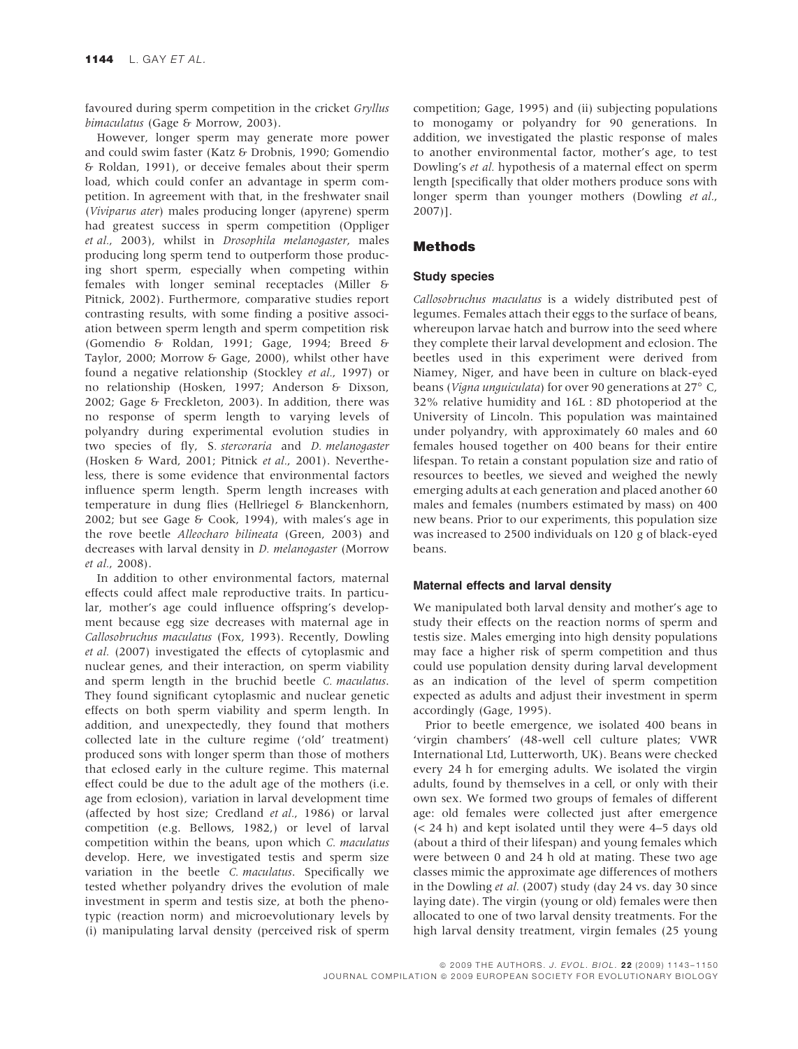favoured during sperm competition in the cricket *Gryllus bimaculatus* (Gage & Morrow, 2003).

However, longer sperm may generate more power and could swim faster (Katz & Drobnis, 1990; Gomendio & Roldan, 1991), or deceive females about their sperm load, which could confer an advantage in sperm competition. In agreement with that, in the freshwater snail (*Viviparus ater*) males producing longer (apyrene) sperm had greatest success in sperm competition (Oppliger *et al.*, 2003), whilst in *Drosophila melanogaster*, males producing long sperm tend to outperform those producing short sperm, especially when competing within females with longer seminal receptacles (Miller & Pitnick, 2002). Furthermore, comparative studies report contrasting results, with some finding a positive association between sperm length and sperm competition risk (Gomendio & Roldan, 1991; Gage, 1994; Breed & Taylor, 2000; Morrow & Gage, 2000), whilst other have found a negative relationship (Stockley *et al.*, 1997) or no relationship (Hosken, 1997; Anderson & Dixson, 2002; Gage & Freckleton, 2003). In addition, there was no response of sperm length to varying levels of polyandry during experimental evolution studies in two species of fly, *S. stercoraria* and *D. melanogaster* (Hosken & Ward, 2001; Pitnick *et al.*, 2001). Nevertheless, there is some evidence that environmental factors influence sperm length. Sperm length increases with temperature in dung flies (Hellriegel & Blanckenhorn, 2002; but see Gage & Cook, 1994), with males's age in the rove beetle *Alleocharo bilineata* (Green, 2003) and decreases with larval density in *D. melanogaster* (Morrow *et al.*, 2008).

In addition to other environmental factors, maternal effects could affect male reproductive traits. In particular, mother's age could influence offspring's development because egg size decreases with maternal age in *Callosobruchus maculatus* (Fox, 1993). Recently, Dowling *et al.* (2007) investigated the effects of cytoplasmic and nuclear genes, and their interaction, on sperm viability and sperm length in the bruchid beetle *C. maculatus*. They found significant cytoplasmic and nuclear genetic effects on both sperm viability and sperm length. In addition, and unexpectedly, they found that mothers collected late in the culture regime ('old' treatment) produced sons with longer sperm than those of mothers that eclosed early in the culture regime. This maternal effect could be due to the adult age of the mothers (i.e. age from eclosion), variation in larval development time (affected by host size; Credland *et al.*, 1986) or larval competition (e.g. Bellows, 1982,) or level of larval competition within the beans, upon which *C. maculatus* develop. Here, we investigated testis and sperm size variation in the beetle *C. maculatus*. Specifically we tested whether polyandry drives the evolution of male investment in sperm and testis size, at both the phenotypic (reaction norm) and microevolutionary levels by (i) manipulating larval density (perceived risk of sperm competition; Gage, 1995) and (ii) subjecting populations to monogamy or polyandry for 90 generations. In addition, we investigated the plastic response of males to another environmental factor, mother's age, to test Dowling's *et al.* hypothesis of a maternal effect on sperm length [specifically that older mothers produce sons with longer sperm than younger mothers (Dowling *et al.*, 2007)].

## Methods

### Study species

*Callosobruchus maculatus* is a widely distributed pest of legumes. Females attach their eggs to the surface of beans, whereupon larvae hatch and burrow into the seed where they complete their larval development and eclosion. The beetles used in this experiment were derived from Niamey, Niger, and have been in culture on black-eyed beans (*Vigna unguiculata*) for over 90 generations at 27° C, 32% relative humidity and 16L : 8D photoperiod at the University of Lincoln. This population was maintained under polyandry, with approximately 60 males and 60 females housed together on 400 beans for their entire lifespan. To retain a constant population size and ratio of resources to beetles, we sieved and weighed the newly emerging adults at each generation and placed another 60 males and females (numbers estimated by mass) on 400 new beans. Prior to our experiments, this population size was increased to 2500 individuals on 120 g of black-eyed beans.

### Maternal effects and larval density

We manipulated both larval density and mother's age to study their effects on the reaction norms of sperm and testis size. Males emerging into high density populations may face a higher risk of sperm competition and thus could use population density during larval development as an indication of the level of sperm competition expected as adults and adjust their investment in sperm accordingly (Gage, 1995).

Prior to beetle emergence, we isolated 400 beans in 'virgin chambers' (48-well cell culture plates; VWR International Ltd, Lutterworth, UK). Beans were checked every 24 h for emerging adults. We isolated the virgin adults, found by themselves in a cell, or only with their own sex. We formed two groups of females of different age: old females were collected just after emergence (< 24 h) and kept isolated until they were 4–5 days old (about a third of their lifespan) and young females which were between 0 and 24 h old at mating. These two age classes mimic the approximate age differences of mothers in the Dowling *et al.* (2007) study (day 24 vs. day 30 since laying date). The virgin (young or old) females were then allocated to one of two larval density treatments. For the high larval density treatment, virgin females (25 young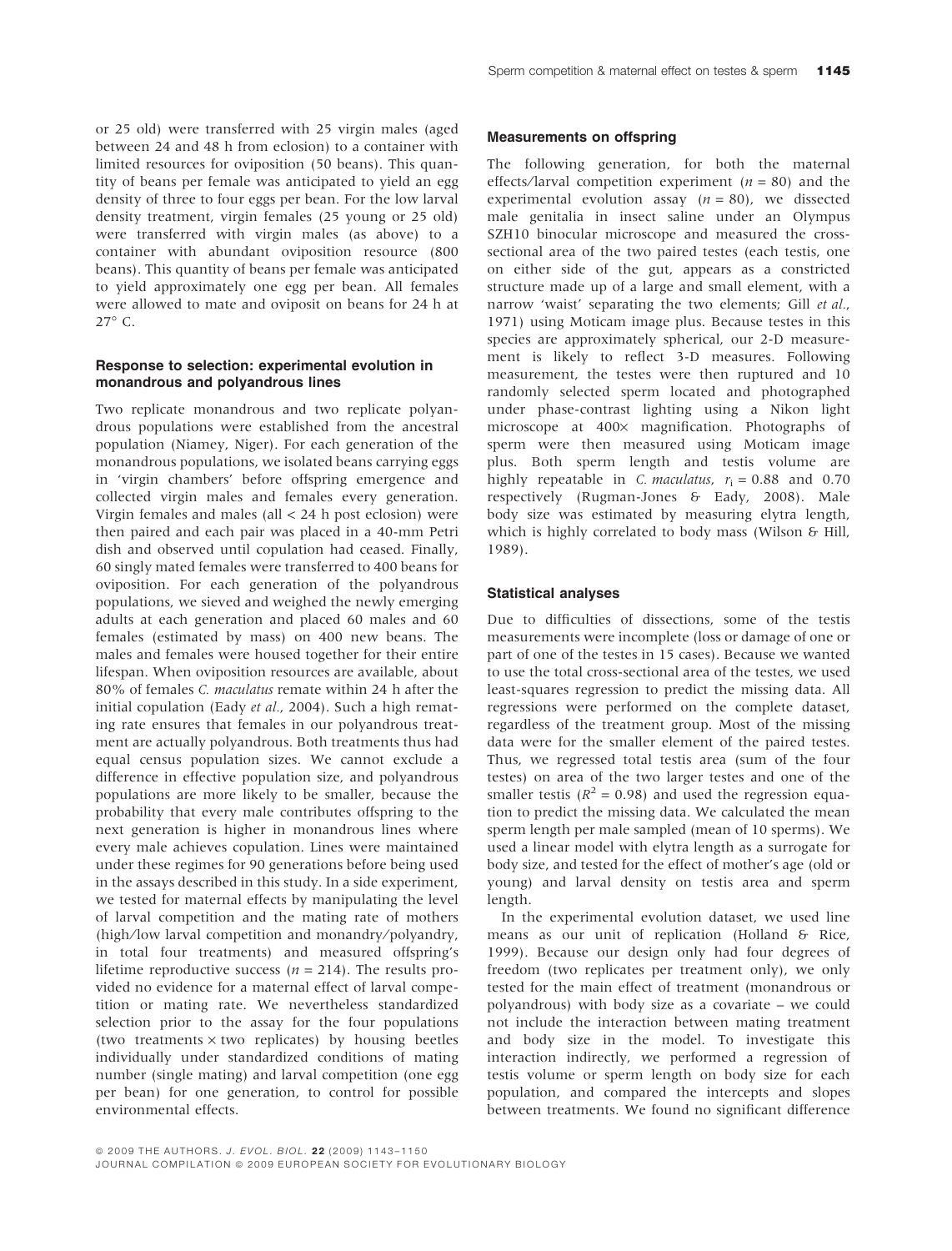or 25 old) were transferred with 25 virgin males (aged between 24 and 48 h from eclosion) to a container with limited resources for oviposition (50 beans). This quantity of beans per female was anticipated to yield an egg density of three to four eggs per bean. For the low larval density treatment, virgin females (25 young or 25 old) were transferred with virgin males (as above) to a container with abundant oviposition resource (800 beans). This quantity of beans per female was anticipated to yield approximately one egg per bean. All females were allowed to mate and oviposit on beans for 24 h at 27° C.

### Response to selection: experimental evolution in monandrous and polyandrous lines

Two replicate monandrous and two replicate polyandrous populations were established from the ancestral population (Niamey, Niger). For each generation of the monandrous populations, we isolated beans carrying eggs in 'virgin chambers' before offspring emergence and collected virgin males and females every generation. Virgin females and males (all < 24 h post eclosion) were then paired and each pair was placed in a 40-mm Petri dish and observed until copulation had ceased. Finally, 60 singly mated females were transferred to 400 beans for oviposition. For each generation of the polyandrous populations, we sieved and weighed the newly emerging adults at each generation and placed 60 males and 60 females (estimated by mass) on 400 new beans. The males and females were housed together for their entire lifespan. When oviposition resources are available, about 80% of females *C. maculatus* remate within 24 h after the initial copulation (Eady *et al.*, 2004). Such a high remating rate ensures that females in our polyandrous treatment are actually polyandrous. Both treatments thus had equal census population sizes. We cannot exclude a difference in effective population size, and polyandrous populations are more likely to be smaller, because the probability that every male contributes offspring to the next generation is higher in monandrous lines where every male achieves copulation. Lines were maintained under these regimes for 90 generations before being used in the assays described in this study. In a side experiment, we tested for maternal effects by manipulating the level of larval competition and the mating rate of mothers (high/low larval competition and monandry/polyandry, in total four treatments) and measured offspring's lifetime reproductive success ($n = 214$). The results provided no evidence for a maternal effect of larval competition or mating rate. We nevertheless standardized selection prior to the assay for the four populations (two treatments × two replicates) by housing beetles individually under standardized conditions of mating number (single mating) and larval competition (one egg per bean) for one generation, to control for possible environmental effects.

### Measurements on offspring

The following generation, for both the maternal effects/larval competition experiment ($n = 80$) and the experimental evolution assay ($n = 80$), we dissected male genitalia in insect saline under an Olympus SZH10 binocular microscope and measured the cross-sectional area of the two paired testes (each testis, one on either side of the gut, appears as a constricted structure made up of a large and small element, with a narrow 'waist' separating the two elements; Gill *et al.*, 1971) using Moticam image plus. Because testes in this species are approximately spherical, our 2-D measurement is likely to reflect 3-D measures. Following measurement, the testes were then ruptured and 10 randomly selected sperm located and photographed under phase-contrast lighting using a Nikon light microscope at 400× magnification. Photographs of sperm were then measured using Moticam image plus. Both sperm length and testis volume are highly repeatable in *C. maculatus*, $r_i = 0.88$ and 0.70 respectively (Rugman-Jones & Eady, 2008). Male body size was estimated by measuring elytra length, which is highly correlated to body mass (Wilson & Hill, 1989).

### Statistical analyses

Due to difficulties of dissections, some of the testis measurements were incomplete (loss or damage of one or part of one of the testes in 15 cases). Because we wanted to use the total cross-sectional area of the testes, we used least-squares regression to predict the missing data. All regressions were performed on the complete dataset, regardless of the treatment group. Most of the missing data were for the smaller element of the paired testes. Thus, we regressed total testis area (sum of the four testes) on area of the two larger testes and one of the smaller testis ($R^2 = 0.98$) and used the regression equation to predict the missing data. We calculated the mean sperm length per male sampled (mean of 10 sperms). We used a linear model with elytra length as a surrogate for body size, and tested for the effect of mother's age (old or young) and larval density on testis area and sperm length.

In the experimental evolution dataset, we used line means as our unit of replication (Holland & Rice, 1999). Because our design only had four degrees of freedom (two replicates per treatment only), we only tested for the main effect of treatment (monandrous or polyandrous) with body size as a covariate – we could not include the interaction between mating treatment and body size in the model. To investigate this interaction indirectly, we performed a regression of testis volume or sperm length on body size for each population, and compared the intercepts and slopes between treatments. We found no significant difference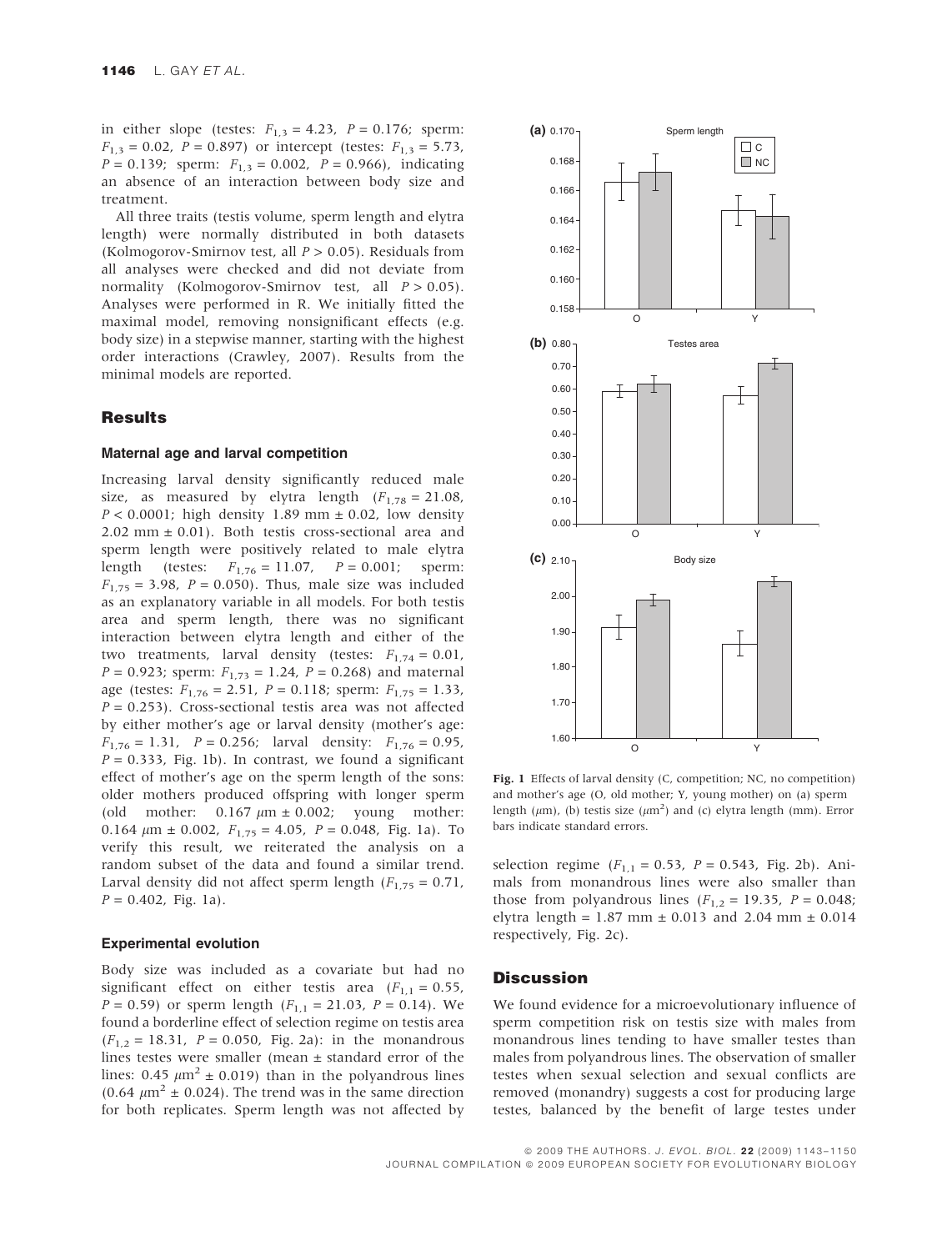in either slope (testes: $F_{1,3} = 4.23$, $P = 0.176$; sperm: $F_{1,3} = 0.02$, $P = 0.897$) or intercept (testes: $F_{1,3} = 5.73$, $P = 0.139$; sperm: $F_{1,3} = 0.002$, $P = 0.966$), indicating an absence of an interaction between body size and treatment.

All three traits (testis volume, sperm length and elytra length) were normally distributed in both datasets (Kolmogorov-Smirnov test, all $P > 0.05$). Residuals from all analyses were checked and did not deviate from normality (Kolmogorov-Smirnov test, all $P > 0.05$). Analyses were performed in R. We initially fitted the maximal model, removing nonsignificant effects (e.g. body size) in a stepwise manner, starting with the highest order interactions (Crawley, 2007). Results from the minimal models are reported.

## Results

### Maternal age and larval competition

Increasing larval density significantly reduced male size, as measured by elytra length ($F_{1,78} = 21.08$, $P < 0.0001$; high density 1.89 mm ± 0.02, low density 2.02 mm ± 0.01). Both testis cross-sectional area and sperm length were positively related to male elytra length (testes: $F_{1,76} = 11.07$, $P = 0.001$; sperm: $F_{1,75} = 3.98$, $P = 0.050$). Thus, male size was included as an explanatory variable in all models. For both testis area and sperm length, there was no significant interaction between elytra length and either of the two treatments, larval density (testes: $F_{1,74} = 0.01$, $P = 0.923$; sperm: $F_{1,73} = 1.24$, $P = 0.268$) and maternal age (testes: $F_{1,76} = 2.51$, $P = 0.118$; sperm: $F_{1,75} = 1.33$, $P = 0.253$). Cross-sectional testis area was not affected by either mother's age or larval density (mother's age: $F_{1,76} = 1.31$, $P = 0.256$; larval density: $F_{1,76} = 0.95$, $P = 0.333$, Fig. 1b). In contrast, we found a significant effect of mother's age on the sperm length of the sons: older mothers produced offspring with longer sperm (old mother: 0.167 $\mu$m ± 0.002; young mother: 0.164 $\mu$m ± 0.002, $F_{1,75} = 4.05$, $P = 0.048$, Fig. 1a). To verify this result, we reiterated the analysis on a random subset of the data and found a similar trend. Larval density did not affect sperm length ($F_{1,75} = 0.71$, $P = 0.402$, Fig. 1a).

### Experimental evolution

Body size was included as a covariate but had no significant effect on either testis area ($F_{1,1} = 0.55$, $P = 0.59$) or sperm length ($F_{1,1} = 21.03$, $P = 0.14$). We found a borderline effect of selection regime on testis area ($F_{1,2} = 18.31$, $P = 0.050$, Fig. 2a): in the monandrous lines testes were smaller (mean ± standard error of the lines: 0.45 $\mu$m$^2$ ± 0.019) than in the polyandrous lines (0.64 $\mu$m$^2$ ± 0.024). The trend was in the same direction for both replicates. Sperm length was not affected by selection regime ($F_{1,1} = 0.53$, $P = 0.543$, Fig. 2b). Animals from monandrous lines were also smaller than those from polyandrous lines ($F_{1,2} = 19.35$, $P = 0.048$; elytra length = 1.87 mm ± 0.013 and 2.04 mm ± 0.014 respectively, Fig. 2c).

**Fig. 1** Effects of larval density (C, competition; NC, no competition) and mother's age (O, old mother; Y, young mother) on (a) sperm length ($\mu$m), (b) testis size ($\mu$m$^2$) and (c) elytra length (mm). Error bars indicate standard errors.

## Discussion

We found evidence for a microevolutionary influence of sperm competition risk on testis size with males from monandrous lines tending to have smaller testes than males from polyandrous lines. The observation of smaller testes when sexual selection and sexual conflicts are removed (monandry) suggests a cost for producing large testes, balanced by the benefit of large testes under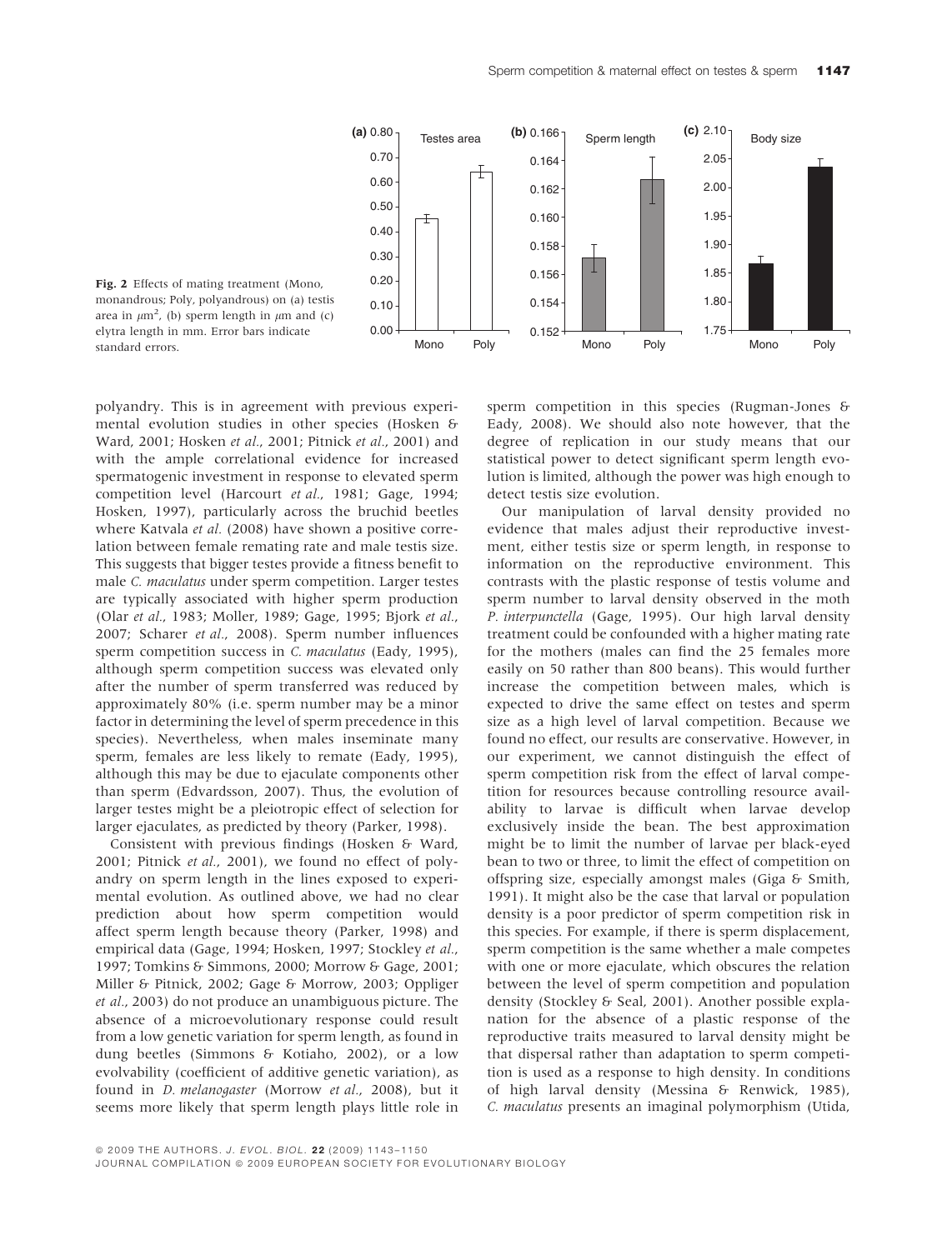Fig. 2 Effects of mating treatment (Mono, monandrous; Poly, polyandrous) on (a) testis area in $\mu$m$^2$, (b) sperm length in $\mu$m and (c) elytra length in mm. Error bars indicate standard errors.

polyandry. This is in agreement with previous experimental evolution studies in other species (Hosken & Ward, 2001; Hosken *et al.*, 2001; Pitnick *et al.*, 2001) and with the ample correlational evidence for increased spermatogenic investment in response to elevated sperm competition level (Harcourt *et al.*, 1981; Gage, 1994; Hosken, 1997), particularly across the bruchid beetles where Katvala *et al.* (2008) have shown a positive correlation between female remating rate and male testis size. This suggests that bigger testes provide a fitness benefit to male *C. maculatus* under sperm competition. Larger testes are typically associated with higher sperm production (Olar *et al.*, 1983; Moller, 1989; Gage, 1995; Bjork *et al.*, 2007; Scharer *et al.*, 2008). Sperm number influences sperm competition success in *C. maculatus* (Eady, 1995), although sperm competition success was elevated only after the number of sperm transferred was reduced by approximately 80% (i.e. sperm number may be a minor factor in determining the level of sperm precedence in this species). Nevertheless, when males inseminate many sperm, females are less likely to remate (Eady, 1995), although this may be due to ejaculate components other than sperm (Edvardsson, 2007). Thus, the evolution of larger testes might be a pleiotropic effect of selection for larger ejaculates, as predicted by theory (Parker, 1998).

Consistent with previous findings (Hosken & Ward, 2001; Pitnick *et al.*, 2001), we found no effect of polyandry on sperm length in the lines exposed to experimental evolution. As outlined above, we had no clear prediction about how sperm competition would affect sperm length because theory (Parker, 1998) and empirical data (Gage, 1994; Hosken, 1997; Stockley *et al.*, 1997; Tomkins & Simmons, 2000; Morrow & Gage, 2001; Miller & Pitnick, 2002; Gage & Morrow, 2003; Oppliger *et al.*, 2003) do not produce an unambiguous picture. The absence of a microevolutionary response could result from a low genetic variation for sperm length, as found in dung beetles (Simmons & Kotiaho, 2002), or a low evolvability (coefficient of additive genetic variation), as found in *D. melanogaster* (Morrow *et al.*, 2008), but it seems more likely that sperm length plays little role in sperm competition in this species (Rugman-Jones & Eady, 2008). We should also note however, that the degree of replication in our study means that our statistical power to detect significant sperm length evolution is limited, although the power was high enough to detect testis size evolution.

Our manipulation of larval density provided no evidence that males adjust their reproductive investment, either testis size or sperm length, in response to information on the reproductive environment. This contrasts with the plastic response of testis volume and sperm number to larval density observed in the moth *P. interpunctella* (Gage, 1995). Our high larval density treatment could be confounded with a higher mating rate for the mothers (males can find the 25 females more easily on 50 rather than 800 beans). This would further increase the competition between males, which is expected to drive the same effect on testes and sperm size as a high level of larval competition. Because we found no effect, our results are conservative. However, in our experiment, we cannot distinguish the effect of sperm competition risk from the effect of larval competition for resources because controlling resource availability to larvae is difficult when larvae develop exclusively inside the bean. The best approximation might be to limit the number of larvae per black-eyed bean to two or three, to limit the effect of competition on offspring size, especially amongst males (Giga & Smith, 1991). It might also be the case that larval or population density is a poor predictor of sperm competition risk in this species. For example, if there is sperm displacement, sperm competition is the same whether a male competes with one or more ejaculate, which obscures the relation between the level of sperm competition and population density (Stockley & Seal, 2001). Another possible explanation for the absence of a plastic response of the reproductive traits measured to larval density might be that dispersal rather than adaptation to sperm competition is used as a response to high density. In conditions of high larval density (Messina & Renwick, 1985), *C. maculatus* presents an imaginal polymorphism (Utida,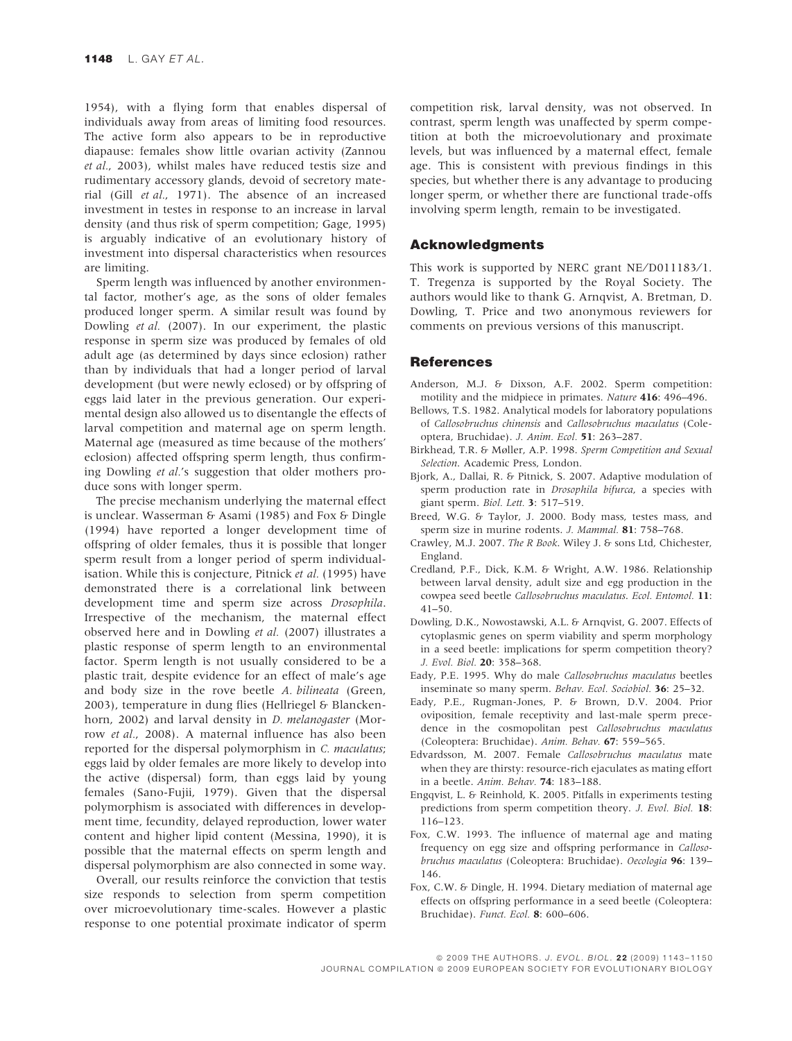1954), with a flying form that enables dispersal of individuals away from areas of limiting food resources. The active form also appears to be in reproductive diapause: females show little ovarian activity (Zannou *et al.*, 2003), whilst males have reduced testis size and rudimentary accessory glands, devoid of secretory material (Gill *et al.*, 1971). The absence of an increased investment in testes in response to an increase in larval density (and thus risk of sperm competition; Gage, 1995) is arguably indicative of an evolutionary history of investment into dispersal characteristics when resources are limiting.

Sperm length was influenced by another environmental factor, mother's age, as the sons of older females produced longer sperm. A similar result was found by Dowling *et al.* (2007). In our experiment, the plastic response in sperm size was produced by females of old adult age (as determined by days since eclosion) rather than by individuals that had a longer period of larval development (but were newly eclosed) or by offspring of eggs laid later in the previous generation. Our experimental design also allowed us to disentangle the effects of larval competition and maternal age on sperm length. Maternal age (measured as time because of the mothers' eclosion) affected offspring sperm length, thus confirming Dowling *et al.*'s suggestion that older mothers produce sons with longer sperm.

The precise mechanism underlying the maternal effect is unclear. Wasserman & Asami (1985) and Fox & Dingle (1994) have reported a longer development time of offspring of older females, thus it is possible that longer sperm result from a longer period of sperm individualisation. While this is conjecture, Pitnick *et al.* (1995) have demonstrated there is a correlational link between development time and sperm size across *Drosophila*. Irrespective of the mechanism, the maternal effect observed here and in Dowling *et al.* (2007) illustrates a plastic response of sperm length to an environmental factor. Sperm length is not usually considered to be a plastic trait, despite evidence for an effect of male's age and body size in the rove beetle *A. bilineata* (Green, 2003), temperature in dung flies (Hellriegel & Blanckenhorn, 2002) and larval density in *D. melanogaster* (Morrow *et al.*, 2008). A maternal influence has also been reported for the dispersal polymorphism in *C. maculatus*; eggs laid by older females are more likely to develop into the active (dispersal) form, than eggs laid by young females (Sano-Fujii, 1979). Given that the dispersal polymorphism is associated with differences in development time, fecundity, delayed reproduction, lower water content and higher lipid content (Messina, 1990), it is possible that the maternal effects on sperm length and dispersal polymorphism are also connected in some way.

Overall, our results reinforce the conviction that testis size responds to selection from sperm competition over microevolutionary time-scales. However a plastic response to one potential proximate indicator of sperm competition risk, larval density, was not observed. In contrast, sperm length was unaffected by sperm competition at both the microevolutionary and proximate levels, but was influenced by a maternal effect, female age. This is consistent with previous findings in this species, but whether there is any advantage to producing longer sperm, or whether there are functional trade-offs involving sperm length, remain to be investigated.

## Acknowledgments

This work is supported by NERC grant NE/D011183/1. T. Tregenza is supported by the Royal Society. The authors would like to thank G. Arnqvist, A. Bretman, D. Dowling, T. Price and two anonymous reviewers for comments on previous versions of this manuscript.

## References

Anderson, M.J. & Dixson, A.F. 2002. Sperm competition: motility and the midpiece in primates. *Nature* **416**: 496–496.

Bellows, T.S. 1982. Analytical models for laboratory populations of *Callosobruchus chinensis* and *Callosobruchus maculatus* (Coleoptera, Bruchidae). *J. Anim. Ecol.* **51**: 263–287.

Birkhead, T.R. & Møller, A.P. 1998. *Sperm Competition and Sexual Selection*. Academic Press, London.

Bjork, A., Dallai, R. & Pitnick, S. 2007. Adaptive modulation of sperm production rate in *Drosophila bifurca*, a species with giant sperm. *Biol. Lett.* **3**: 517–519.

Breed, W.G. & Taylor, J. 2000. Body mass, testes mass, and sperm size in murine rodents. *J. Mammal.* **81**: 758–768.

Crawley, M.J. 2007. *The R Book*. Wiley J. & sons Ltd, Chichester, England.

Credland, P.F., Dick, K.M. & Wright, A.W. 1986. Relationship between larval density, adult size and egg production in the cowpea seed beetle *Callosobruchus maculatus*. *Ecol. Entomol.* **11**: 41–50.

Dowling, D.K., Nowostawski, A.L. & Arnqvist, G. 2007. Effects of cytoplasmic genes on sperm viability and sperm morphology in a seed beetle: implications for sperm competition theory? *J. Evol. Biol.* **20**: 358–368.

Eady, P.E. 1995. Why do male *Callosobruchus maculatus* beetles inseminate so many sperm. *Behav. Ecol. Sociobiol.* **36**: 25–32.

Eady, P.E., Rugman-Jones, P. & Brown, D.V. 2004. Prior oviposition, female receptivity and last-male sperm precedence in the cosmopolitan pest *Callosobruchus maculatus* (Coleoptera: Bruchidae). *Anim. Behav.* **67**: 559–565.

Edvardsson, M. 2007. Female *Callosobruchus maculatus* mate when they are thirsty: resource-rich ejaculates as mating effort in a beetle. *Anim. Behav.* **74**: 183–188.

Engqvist, L. & Reinhold, K. 2005. Pitfalls in experiments testing predictions from sperm competition theory. *J. Evol. Biol.* **18**: 116–123.

Fox, C.W. 1993. The influence of maternal age and mating frequency on egg size and offspring performance in *Callosobruchus maculatus* (Coleoptera: Bruchidae). *Oecologia* **96**: 139–146.

Fox, C.W. & Dingle, H. 1994. Dietary mediation of maternal age effects on offspring performance in a seed beetle (Coleoptera: Bruchidae). *Funct. Ecol.* **8**: 600–606.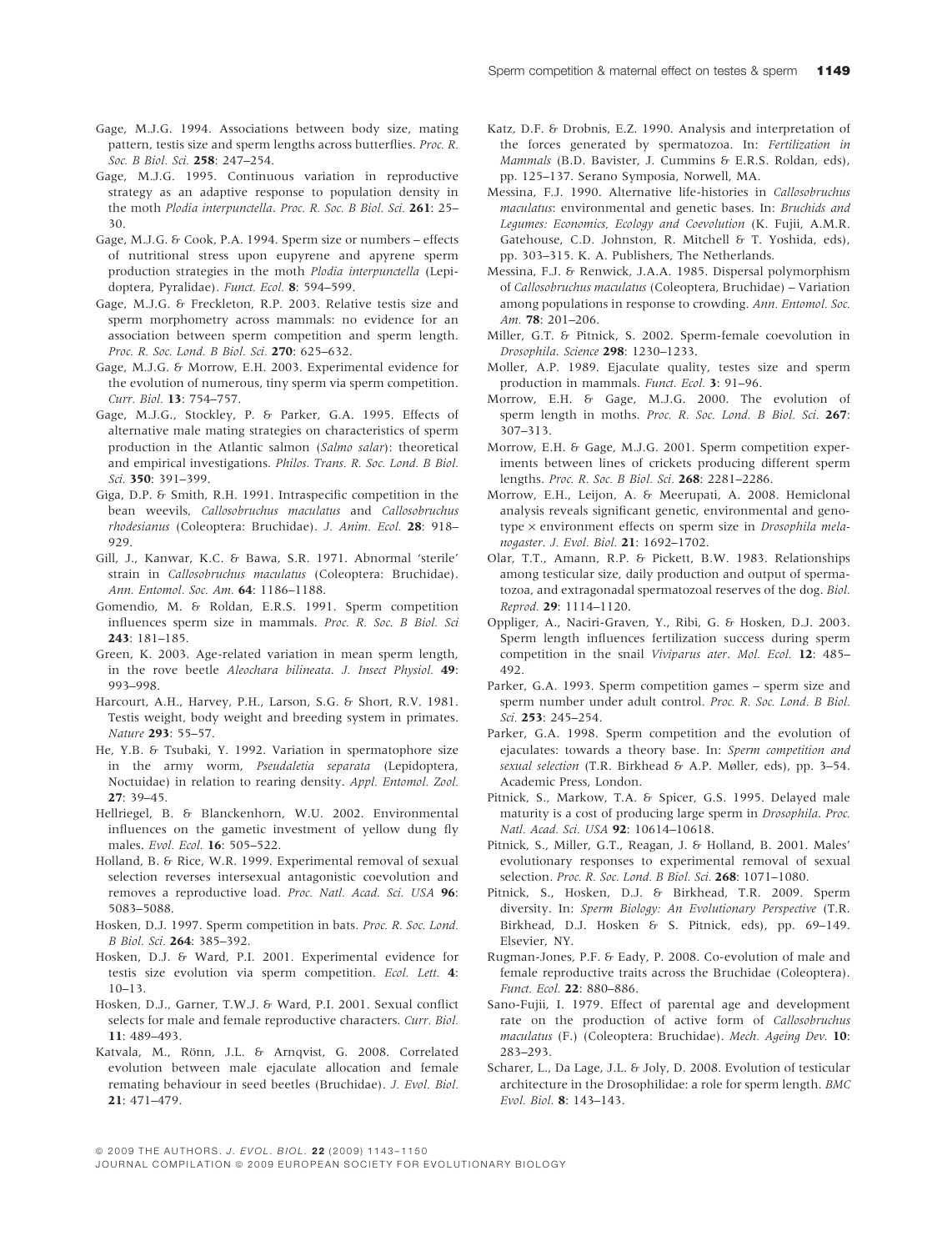Gage, M.J.G. 1994. Associations between body size, mating pattern, testis size and sperm lengths across butterflies. *Proc. R. Soc. B Biol. Sci.* **258**: 247–254.

Gage, M.J.G. 1995. Continuous variation in reproductive strategy as an adaptive response to population density in the moth *Plodia interpunctella*. *Proc. R. Soc. B Biol. Sci.* **261**: 25–30.

Gage, M.J.G. & Cook, P.A. 1994. Sperm size or numbers – effects of nutritional stress upon eupyrene and apyrene sperm production strategies in the moth *Plodia interpunctella* (Lepidoptera, Pyralidae). *Funct. Ecol.* **8**: 594–599.

Gage, M.J.G. & Freckleton, R.P. 2003. Relative testis size and sperm morphometry across mammals: no evidence for an association between sperm competition and sperm length. *Proc. R. Soc. Lond. B Biol. Sci.* **270**: 625–632.

Gage, M.J.G. & Morrow, E.H. 2003. Experimental evidence for the evolution of numerous, tiny sperm via sperm competition. *Curr. Biol.* **13**: 754–757.

Gage, M.J.G., Stockley, P. & Parker, G.A. 1995. Effects of alternative male mating strategies on characteristics of sperm production in the Atlantic salmon (*Salmo salar*): theoretical and empirical investigations. *Philos. Trans. R. Soc. Lond. B Biol. Sci.* **350**: 391–399.

Giga, D.P. & Smith, R.H. 1991. Intraspecific competition in the bean weevils, *Callosobruchus maculatus* and *Callosobruchus rhodesianus* (Coleoptera: Bruchidae). *J. Anim. Ecol.* **28**: 918–929.

Gill, J., Kanwar, K.C. & Bawa, S.R. 1971. Abnormal 'sterile' strain in *Callosobruchus maculatus* (Coleoptera: Bruchidae). *Ann. Entomol. Soc. Am.* **64**: 1186–1188.

Gomendio, M. & Roldan, E.R.S. 1991. Sperm competition influences sperm size in mammals. *Proc. R. Soc. B Biol. Sci* **243**: 181–185.

Green, K. 2003. Age-related variation in mean sperm length, in the rove beetle *Aleochara bilineata*. *J. Insect Physiol.* **49**: 993–998.

Harcourt, A.H., Harvey, P.H., Larson, S.G. & Short, R.V. 1981. Testis weight, body weight and breeding system in primates. *Nature* **293**: 55–57.

He, Y.B. & Tsubaki, Y. 1992. Variation in spermatophore size in the army worm, *Pseudaletia separata* (Lepidoptera, Noctuidae) in relation to rearing density. *Appl. Entomol. Zool.* **27**: 39–45.

Hellriegel, B. & Blanckenhorn, W.U. 2002. Environmental influences on the gametic investment of yellow dung fly males. *Evol. Ecol.* **16**: 505–522.

Holland, B. & Rice, W.R. 1999. Experimental removal of sexual selection reverses intersexual antagonistic coevolution and removes a reproductive load. *Proc. Natl. Acad. Sci. USA* **96**: 5083–5088.

Hosken, D.J. 1997. Sperm competition in bats. *Proc. R. Soc. Lond. B Biol. Sci.* **264**: 385–392.

Hosken, D.J. & Ward, P.I. 2001. Experimental evidence for testis size evolution via sperm competition. *Ecol. Lett.* **4**: 10–13.

Hosken, D.J., Garner, T.W.J. & Ward, P.I. 2001. Sexual conflict selects for male and female reproductive characters. *Curr. Biol.* **11**: 489–493.

Katvala, M., Rönn, J.L. & Arnqvist, G. 2008. Correlated evolution between male ejaculate allocation and female remating behaviour in seed beetles (Bruchidae). *J. Evol. Biol.* **21**: 471–479.

Katz, D.F. & Drobnis, E.Z. 1990. Analysis and interpretation of the forces generated by spermatozoa. In: *Fertilization in Mammals* (B.D. Bavister, J. Cummins & E.R.S. Roldan, eds), pp. 125–137. Serano Symposia, Norwell, MA.

Messina, F.J. 1990. Alternative life-histories in *Callosobruchus maculatus*: environmental and genetic bases. In: *Bruchids and Legumes: Economics, Ecology and Coevolution* (K. Fujii, A.M.R. Gatehouse, C.D. Johnston, R. Mitchell & T. Yoshida, eds), pp. 303–315. K. A. Publishers, The Netherlands.

Messina, F.J. & Renwick, J.A.A. 1985. Dispersal polymorphism of *Callosobruchus maculatus* (Coleoptera, Bruchidae) – Variation among populations in response to crowding. *Ann. Entomol. Soc. Am.* **78**: 201–206.

Miller, G.T. & Pitnick, S. 2002. Sperm-female coevolution in *Drosophila*. *Science* **298**: 1230–1233.

Moller, A.P. 1989. Ejaculate quality, testes size and sperm production in mammals. *Funct. Ecol.* **3**: 91–96.

Morrow, E.H. & Gage, M.J.G. 2000. The evolution of sperm length in moths. *Proc. R. Soc. Lond. B Biol. Sci.* **267**: 307–313.

Morrow, E.H. & Gage, M.J.G. 2001. Sperm competition experiments between lines of crickets producing different sperm lengths. *Proc. R. Soc. B Biol. Sci.* **268**: 2281–2286.

Morrow, E.H., Leijon, A. & Meerupati, A. 2008. Hemiclonal analysis reveals significant genetic, environmental and genotype × environment effects on sperm size in *Drosophila melanogaster*. *J. Evol. Biol.* **21**: 1692–1702.

Olar, T.T., Amann, R.P. & Pickett, B.W. 1983. Relationships among testicular size, daily production and output of spermatozoa, and extragonadal spermatozoal reserves of the dog. *Biol. Reprod.* **29**: 1114–1120.

Oppliger, A., Naciri-Graven, Y., Ribi, G. & Hosken, D.J. 2003. Sperm length influences fertilization success during sperm competition in the snail *Viviparus ater*. *Mol. Ecol.* **12**: 485–492.

Parker, G.A. 1993. Sperm competition games – sperm size and sperm number under adult control. *Proc. R. Soc. Lond. B Biol. Sci.* **253**: 245–254.

Parker, G.A. 1998. Sperm competition and the evolution of ejaculates: towards a theory base. In: *Sperm competition and sexual selection* (T.R. Birkhead & A.P. Møller, eds), pp. 3–54. Academic Press, London.

Pitnick, S., Markow, T.A. & Spicer, G.S. 1995. Delayed male maturity is a cost of producing large sperm in *Drosophila*. *Proc. Natl. Acad. Sci. USA* **92**: 10614–10618.

Pitnick, S., Miller, G.T., Reagan, J. & Holland, B. 2001. Males' evolutionary responses to experimental removal of sexual selection. *Proc. R. Soc. Lond. B Biol. Sci.* **268**: 1071–1080.

Pitnick, S., Hosken, D.J. & Birkhead, T.R. 2009. Sperm diversity. In: *Sperm Biology: An Evolutionary Perspective* (T.R. Birkhead, D.J. Hosken & S. Pitnick, eds), pp. 69–149. Elsevier, NY.

Rugman-Jones, P.F. & Eady, P. 2008. Co-evolution of male and female reproductive traits across the Bruchidae (Coleoptera). *Funct. Ecol.* **22**: 880–886.

Sano-Fujii, I. 1979. Effect of parental age and development rate on the production of active form of *Callosobruchus maculatus* (F.) (Coleoptera: Bruchidae). *Mech. Ageing Dev.* **10**: 283–293.

Scharer, L., Da Lage, J.L. & Joly, D. 2008. Evolution of testicular architecture in the Drosophilidae: a role for sperm length. *BMC Evol. Biol.* **8**: 143–143.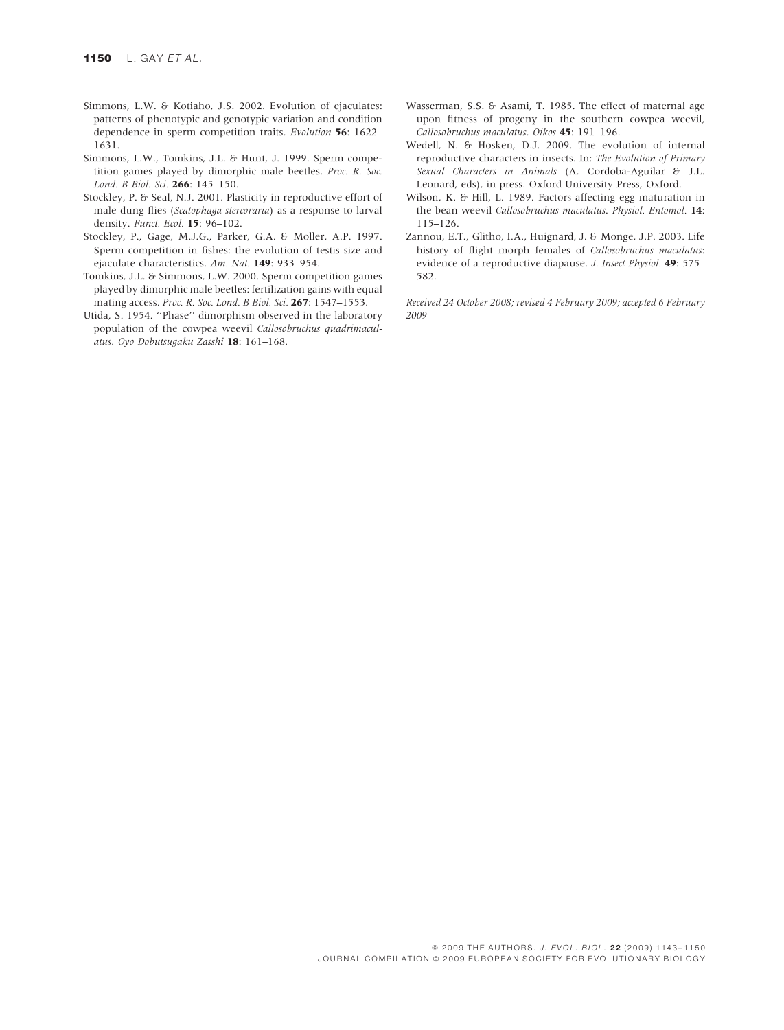Simmons, L.W. & Kotiaho, J.S. 2002. Evolution of ejaculates: patterns of phenotypic and genotypic variation and condition dependence in sperm competition traits. *Evolution* **56**: 1622–1631.

Simmons, L.W., Tomkins, J.L. & Hunt, J. 1999. Sperm competition games played by dimorphic male beetles. *Proc. R. Soc. Lond. B Biol. Sci.* **266**: 145–150.

Stockley, P. & Seal, N.J. 2001. Plasticity in reproductive effort of male dung flies (*Scatophaga stercoraria*) as a response to larval density. *Funct. Ecol.* **15**: 96–102.

Stockley, P., Gage, M.J.G., Parker, G.A. & Moller, A.P. 1997. Sperm competition in fishes: the evolution of testis size and ejaculate characteristics. *Am. Nat.* **149**: 933–954.

Tomkins, J.L. & Simmons, L.W. 2000. Sperm competition games played by dimorphic male beetles: fertilization gains with equal mating access. *Proc. R. Soc. Lond. B Biol. Sci.* **267**: 1547–1553.

Utida, S. 1954. ''Phase'' dimorphism observed in the laboratory population of the cowpea weevil *Callosobruchus quadrimaculatus*. *Oyo Dobutsugaku Zasshi* **18**: 161–168.

Wasserman, S.S. & Asami, T. 1985. The effect of maternal age upon fitness of progeny in the southern cowpea weevil, *Callosobruchus maculatus*. *Oikos* **45**: 191–196.

Wedell, N. & Hosken, D.J. 2009. The evolution of internal reproductive characters in insects. In: *The Evolution of Primary Sexual Characters in Animals* (A. Cordoba-Aguilar & J.L. Leonard, eds), in press. Oxford University Press, Oxford.

Wilson, K. & Hill, L. 1989. Factors affecting egg maturation in the bean weevil *Callosobruchus maculatus*. *Physiol. Entomol.* **14**: 115–126.

Zannou, E.T., Glitho, I.A., Huignard, J. & Monge, J.P. 2003. Life history of flight morph females of *Callosobruchus maculatus*: evidence of a reproductive diapause. *J. Insect Physiol.* **49**: 575–582.

*Received 24 October 2008; revised 4 February 2009; accepted 6 February 2009*